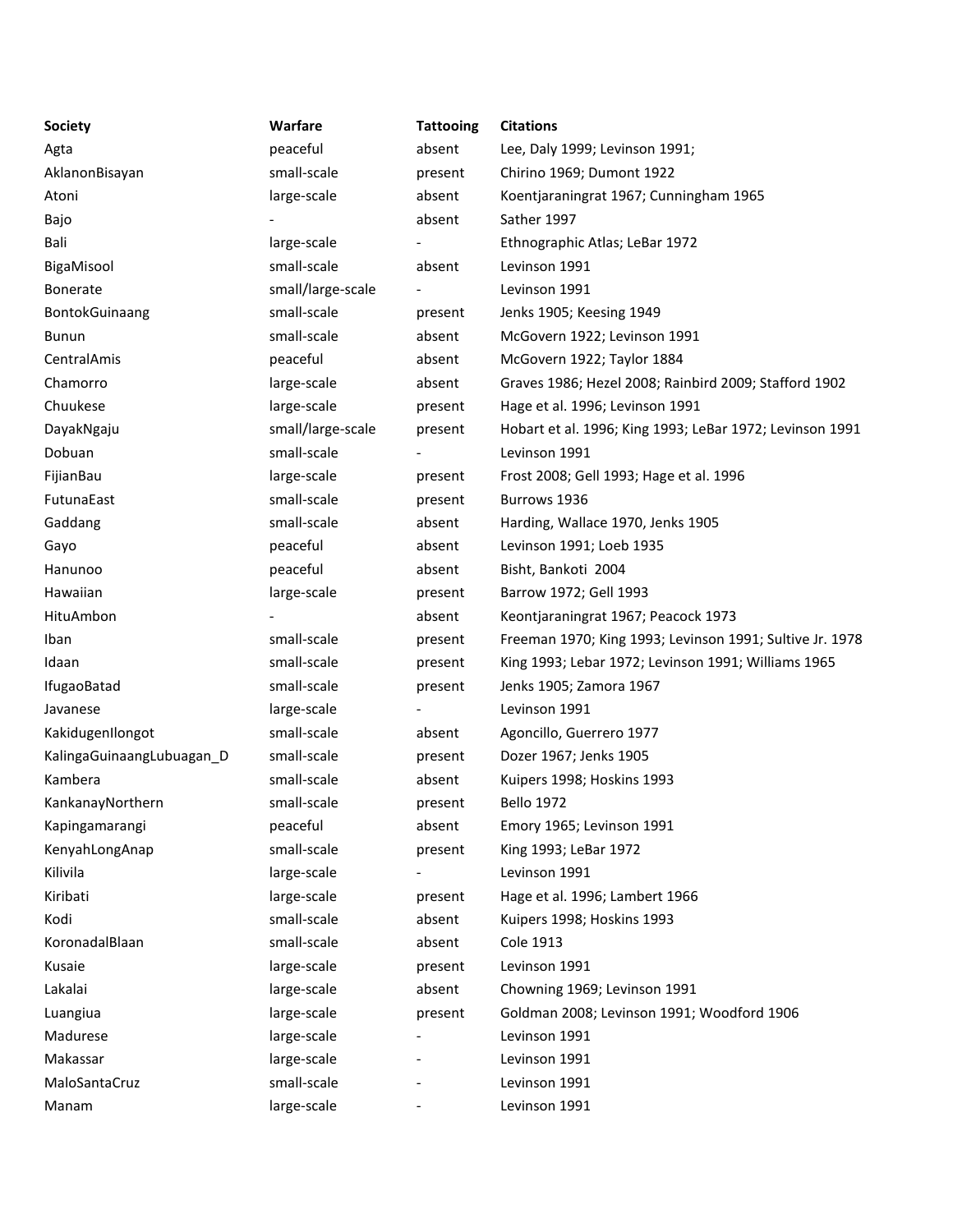| Society | Warfare | Tattooing | Citations |
| --- | --- | --- | --- |
| Agta | peaceful | absent | Lee, Daly 1999; Levinson 1991; |
| AklanonBisayan | small-scale | present | Chirino 1969; Dumont 1922 |
| Atoni | large-scale | absent | Koentjaraningrat 1967; Cunningham 1965 |
| Bajo | - | absent | Sather 1997 |
| Bali | large-scale | - | Ethnographic Atlas; LeBar 1972 |
| BigaMisool | small-scale | absent | Levinson 1991 |
| Bonerate | small/large-scale | - | Levinson 1991 |
| BontokGuinaang | small-scale | present | Jenks 1905; Keesing 1949 |
| Bunun | small-scale | absent | McGovern 1922; Levinson 1991 |
| CentralAmis | peaceful | absent | McGovern 1922; Taylor 1884 |
| Chamorro | large-scale | absent | Graves 1986; Hezel 2008; Rainbird 2009; Stafford 1902 |
| Chuukese | large-scale | present | Hage et al. 1996; Levinson 1991 |
| DayakNgaju | small/large-scale | present | Hobart et al. 1996; King 1993; LeBar 1972; Levinson 1991 |
| Dobuan | small-scale | - | Levinson 1991 |
| FijianBau | large-scale | present | Frost 2008; Gell 1993; Hage et al. 1996 |
| FutunaEast | small-scale | present | Burrows 1936 |
| Gaddang | small-scale | absent | Harding, Wallace 1970, Jenks 1905 |
| Gayo | peaceful | absent | Levinson 1991; Loeb 1935 |
| Hanunoo | peaceful | absent | Bisht, Bankoti 2004 |
| Hawaiian | large-scale | present | Barrow 1972; Gell 1993 |
| HituAmbon | - | absent | Keontjaraningrat 1967; Peacock 1973 |
| Iban | small-scale | present | Freeman 1970; King 1993; Levinson 1991; Sultive Jr. 1978 |
| Idaan | small-scale | present | King 1993; Lebar 1972; Levinson 1991; Williams 1965 |
| IfugaoBatad | small-scale | present | Jenks 1905; Zamora 1967 |
| Javanese | large-scale | - | Levinson 1991 |
| KakidugenIlongot | small-scale | absent | Agoncillo, Guerrero 1977 |
| KalingaGuinaangLubuagan_D | small-scale | present | Dozer 1967; Jenks 1905 |
| Kambera | small-scale | absent | Kuipers 1998; Hoskins 1993 |
| KankanayNorthern | small-scale | present | Bello 1972 |
| Kapingamarangi | peaceful | absent | Emory 1965; Levinson 1991 |
| KenyahLongAnap | small-scale | present | King 1993; LeBar 1972 |
| Kilivila | large-scale | - | Levinson 1991 |
| Kiribati | large-scale | present | Hage et al. 1996; Lambert 1966 |
| Kodi | small-scale | absent | Kuipers 1998; Hoskins 1993 |
| KoronadalBlaan | small-scale | absent | Cole 1913 |
| Kusaie | large-scale | present | Levinson 1991 |
| Lakalai | large-scale | absent | Chowning 1969; Levinson 1991 |
| Luangiua | large-scale | present | Goldman 2008; Levinson 1991; Woodford 1906 |
| Madurese | large-scale | - | Levinson 1991 |
| Makassar | large-scale | - | Levinson 1991 |
| MaloSantaCruz | small-scale | - | Levinson 1991 |
| Manam | large-scale | - | Levinson 1991 |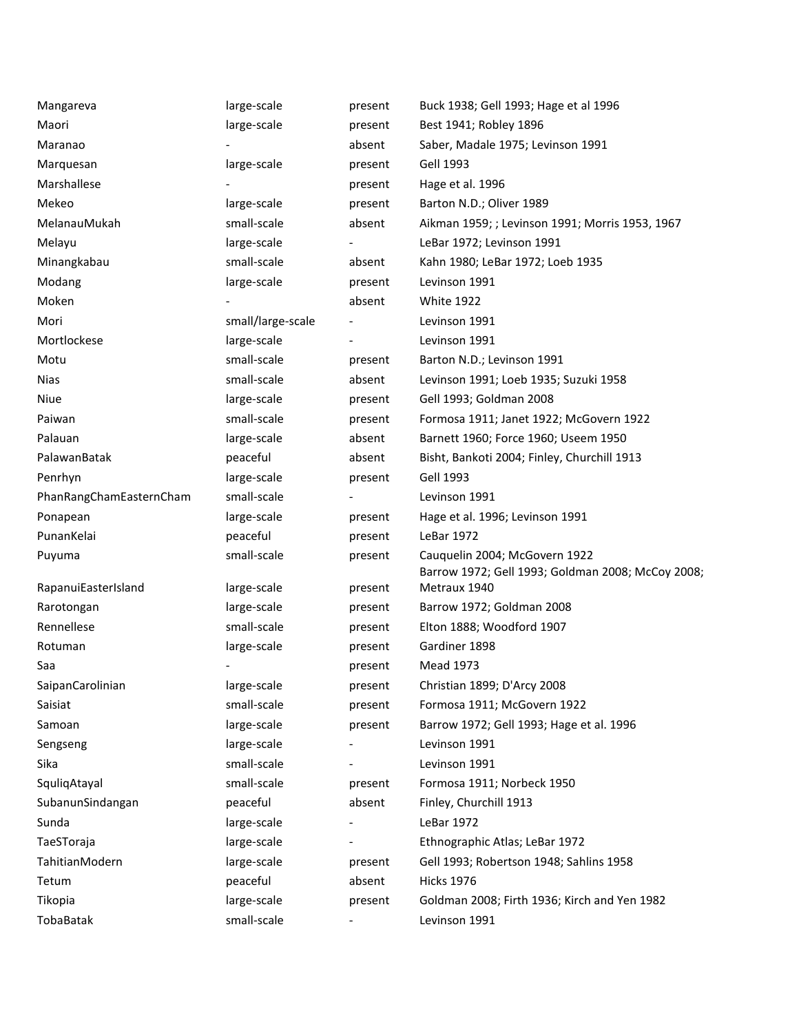| | | | |
|---|---|---|---|
| Mangareva | large-scale | present | Buck 1938; Gell 1993; Hage et al 1996 |
| Maori | large-scale | present | Best 1941; Robley 1896 |
| Maranao | - | absent | Saber, Madale 1975; Levinson 1991 |
| Marquesan | large-scale | present | Gell 1993 |
| Marshallese | - | present | Hage et al. 1996 |
| Mekeo | large-scale | present | Barton N.D.; Oliver 1989 |
| MelanauMukah | small-scale | absent | Aikman 1959; ; Levinson 1991; Morris 1953, 1967 |
| Melayu | large-scale | - | LeBar 1972; Levinson 1991 |
| Minangkabau | small-scale | absent | Kahn 1980; LeBar 1972; Loeb 1935 |
| Modang | large-scale | present | Levinson 1991 |
| Moken | - | absent | White 1922 |
| Mori | small/large-scale | - | Levinson 1991 |
| Mortlockese | large-scale | - | Levinson 1991 |
| Motu | small-scale | present | Barton N.D.; Levinson 1991 |
| Nias | small-scale | absent | Levinson 1991; Loeb 1935; Suzuki 1958 |
| Niue | large-scale | present | Gell 1993; Goldman 2008 |
| Paiwan | small-scale | present | Formosa 1911; Janet 1922; McGovern 1922 |
| Palauan | large-scale | absent | Barnett 1960; Force 1960; Useem 1950 |
| PalawanBatak | peaceful | absent | Bisht, Bankoti 2004; Finley, Churchill 1913 |
| Penrhyn | large-scale | present | Gell 1993 |
| PhanRangChamEasternCham | small-scale | - | Levinson 1991 |
| Ponapean | large-scale | present | Hage et al. 1996; Levinson 1991 |
| PunanKelai | peaceful | present | LeBar 1972 |
| Puyuma | small-scale | present | Cauquelin 2004; McGovern 1922 |
| RapanuiEasterIsland | large-scale | present | Barrow 1972; Gell 1993; Goldman 2008; McCoy 2008; Metraux 1940 |
| Rarotongan | large-scale | present | Barrow 1972; Goldman 2008 |
| Rennellese | small-scale | present | Elton 1888; Woodford 1907 |
| Rotuman | large-scale | present | Gardiner 1898 |
| Saa | - | present | Mead 1973 |
| SaipanCarolinian | large-scale | present | Christian 1899; D'Arcy 2008 |
| Saisiat | small-scale | present | Formosa 1911; McGovern 1922 |
| Samoan | large-scale | present | Barrow 1972; Gell 1993; Hage et al. 1996 |
| Sengseng | large-scale | - | Levinson 1991 |
| Sika | small-scale | - | Levinson 1991 |
| SquliqAtayal | small-scale | present | Formosa 1911; Norbeck 1950 |
| SubanunSindangan | peaceful | absent | Finley, Churchill 1913 |
| Sunda | large-scale | - | LeBar 1972 |
| TaeSToraja | large-scale | - | Ethnographic Atlas; LeBar 1972 |
| TahitianModern | large-scale | present | Gell 1993; Robertson 1948; Sahlins 1958 |
| Tetum | peaceful | absent | Hicks 1976 |
| Tikopia | large-scale | present | Goldman 2008; Firth 1936; Kirch and Yen 1982 |
| TobaBatak | small-scale | - | Levinson 1991 |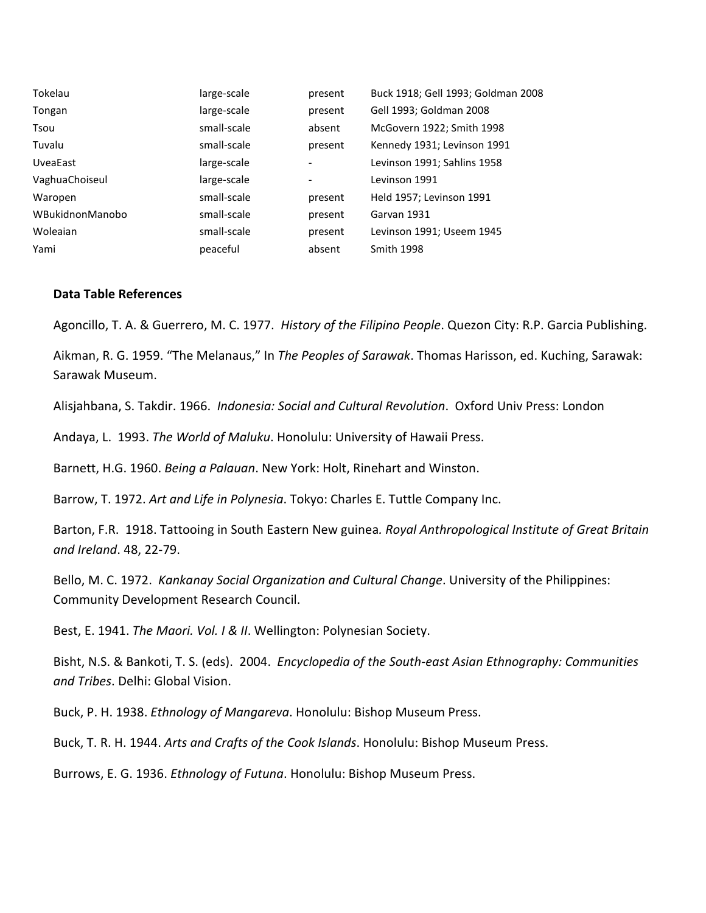| | | | |
|---|---|---|---|
| Tokelau | large-scale | present | Buck 1918; Gell 1993; Goldman 2008 |
| Tongan | large-scale | present | Gell 1993; Goldman 2008 |
| Tsou | small-scale | absent | McGovern 1922; Smith 1998 |
| Tuvalu | small-scale | present | Kennedy 1931; Levinson 1991 |
| UveaEast | large-scale | - | Levinson 1991; Sahlins 1958 |
| VaghuaChoiseul | large-scale | - | Levinson 1991 |
| Waropen | small-scale | present | Held 1957; Levinson 1991 |
| WBukidnonManobo | small-scale | present | Garvan 1931 |
| Woleaian | small-scale | present | Levinson 1991; Useem 1945 |
| Yami | peaceful | absent | Smith 1998 |

**Data Table References**

Agoncillo, T. A. & Guerrero, M. C. 1977. *History of the Filipino People*. Quezon City: R.P. Garcia Publishing.

Aikman, R. G. 1959. "The Melanaus," In *The Peoples of Sarawak*. Thomas Harisson, ed. Kuching, Sarawak: Sarawak Museum.

Alisjahbana, S. Takdir. 1966. *Indonesia: Social and Cultural Revolution*. Oxford Univ Press: London

Andaya, L. 1993. *The World of Maluku*. Honolulu: University of Hawaii Press.

Barnett, H.G. 1960. *Being a Palauan*. New York: Holt, Rinehart and Winston.

Barrow, T. 1972. *Art and Life in Polynesia*. Tokyo: Charles E. Tuttle Company Inc.

Barton, F.R. 1918. Tattooing in South Eastern New guinea. *Royal Anthropological Institute of Great Britain and Ireland*. 48, 22-79.

Bello, M. C. 1972. *Kankanay Social Organization and Cultural Change*. University of the Philippines: Community Development Research Council.

Best, E. 1941. *The Maori. Vol. I & II*. Wellington: Polynesian Society.

Bisht, N.S. & Bankoti, T. S. (eds). 2004. *Encyclopedia of the South-east Asian Ethnography: Communities and Tribes*. Delhi: Global Vision.

Buck, P. H. 1938. *Ethnology of Mangareva*. Honolulu: Bishop Museum Press.

Buck, T. R. H. 1944. *Arts and Crafts of the Cook Islands*. Honolulu: Bishop Museum Press.

Burrows, E. G. 1936. *Ethnology of Futuna*. Honolulu: Bishop Museum Press.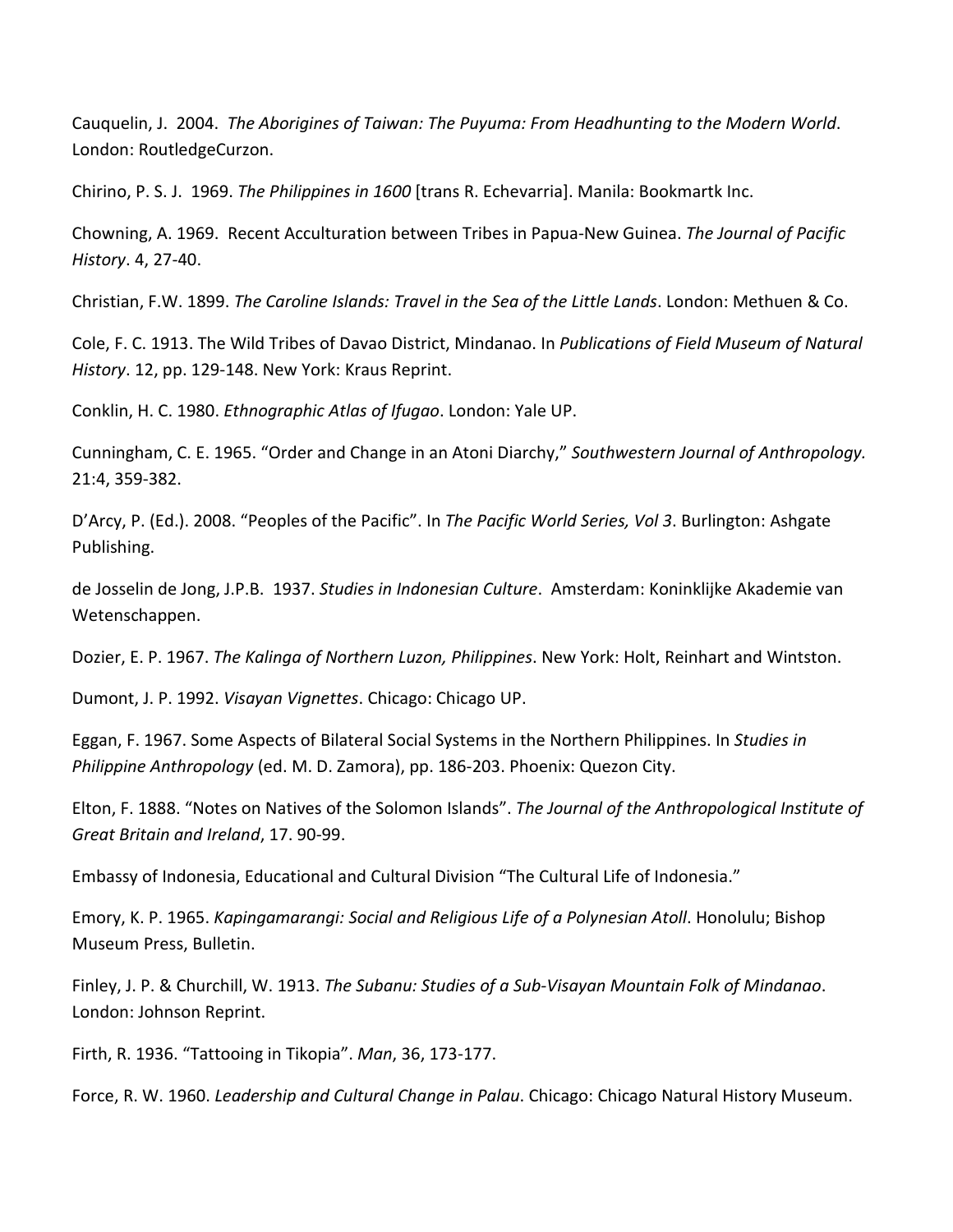Cauquelin, J. 2004. *The Aborigines of Taiwan: The Puyuma: From Headhunting to the Modern World*. London: RoutledgeCurzon.

Chirino, P. S. J. 1969. *The Philippines in 1600* [trans R. Echevarria]. Manila: Bookmartk Inc.

Chowning, A. 1969. Recent Acculturation between Tribes in Papua-New Guinea. *The Journal of Pacific History*. 4, 27-40.

Christian, F.W. 1899. *The Caroline Islands: Travel in the Sea of the Little Lands*. London: Methuen & Co.

Cole, F. C. 1913. The Wild Tribes of Davao District, Mindanao. In *Publications of Field Museum of Natural History*. 12, pp. 129-148. New York: Kraus Reprint.

Conklin, H. C. 1980. *Ethnographic Atlas of Ifugao*. London: Yale UP.

Cunningham, C. E. 1965. "Order and Change in an Atoni Diarchy," *Southwestern Journal of Anthropology.* 21:4, 359-382.

D'Arcy, P. (Ed.). 2008. "Peoples of the Pacific". In *The Pacific World Series, Vol 3*. Burlington: Ashgate Publishing.

de Josselin de Jong, J.P.B. 1937. *Studies in Indonesian Culture*. Amsterdam: Koninklijke Akademie van Wetenschappen.

Dozier, E. P. 1967. *The Kalinga of Northern Luzon, Philippines*. New York: Holt, Reinhart and Wintston.

Dumont, J. P. 1992. *Visayan Vignettes*. Chicago: Chicago UP.

Eggan, F. 1967. Some Aspects of Bilateral Social Systems in the Northern Philippines. In *Studies in Philippine Anthropology* (ed. M. D. Zamora), pp. 186-203. Phoenix: Quezon City.

Elton, F. 1888. "Notes on Natives of the Solomon Islands". *The Journal of the Anthropological Institute of Great Britain and Ireland*, 17. 90-99.

Embassy of Indonesia, Educational and Cultural Division "The Cultural Life of Indonesia."

Emory, K. P. 1965. *Kapingamarangi: Social and Religious Life of a Polynesian Atoll*. Honolulu; Bishop Museum Press, Bulletin.

Finley, J. P. & Churchill, W. 1913. *The Subanu: Studies of a Sub-Visayan Mountain Folk of Mindanao*. London: Johnson Reprint.

Firth, R. 1936. "Tattooing in Tikopia". *Man*, 36, 173-177.

Force, R. W. 1960. *Leadership and Cultural Change in Palau*. Chicago: Chicago Natural History Museum.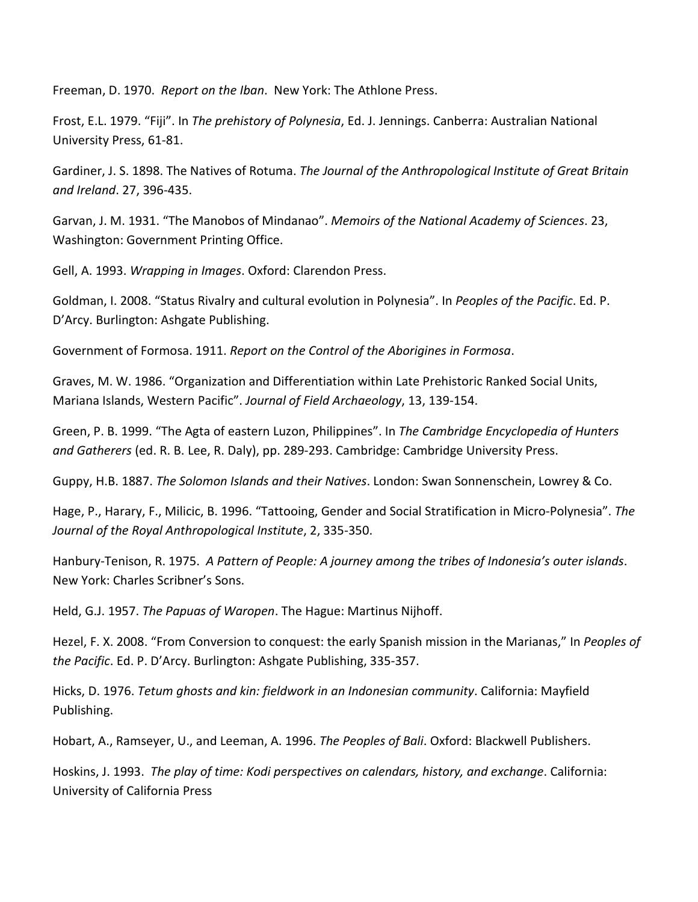Freeman, D. 1970. *Report on the Iban*. New York: The Athlone Press.

Frost, E.L. 1979. "Fiji". In *The prehistory of Polynesia*, Ed. J. Jennings. Canberra: Australian National University Press, 61-81.

Gardiner, J. S. 1898. The Natives of Rotuma. *The Journal of the Anthropological Institute of Great Britain and Ireland*. 27, 396-435.

Garvan, J. M. 1931. "The Manobos of Mindanao". *Memoirs of the National Academy of Sciences*. 23, Washington: Government Printing Office.

Gell, A. 1993. *Wrapping in Images*. Oxford: Clarendon Press.

Goldman, I. 2008. "Status Rivalry and cultural evolution in Polynesia". In *Peoples of the Pacific*. Ed. P. D'Arcy. Burlington: Ashgate Publishing.

Government of Formosa. 1911. *Report on the Control of the Aborigines in Formosa*.

Graves, M. W. 1986. "Organization and Differentiation within Late Prehistoric Ranked Social Units, Mariana Islands, Western Pacific". *Journal of Field Archaeology*, 13, 139-154.

Green, P. B. 1999. "The Agta of eastern Luzon, Philippines". In *The Cambridge Encyclopedia of Hunters and Gatherers* (ed. R. B. Lee, R. Daly), pp. 289-293. Cambridge: Cambridge University Press.

Guppy, H.B. 1887. *The Solomon Islands and their Natives*. London: Swan Sonnenschein, Lowrey & Co.

Hage, P., Harary, F., Milicic, B. 1996. "Tattooing, Gender and Social Stratification in Micro-Polynesia". *The Journal of the Royal Anthropological Institute*, 2, 335-350.

Hanbury-Tenison, R. 1975. *A Pattern of People: A journey among the tribes of Indonesia's outer islands*. New York: Charles Scribner's Sons.

Held, G.J. 1957. *The Papuas of Waropen*. The Hague: Martinus Nijhoff.

Hezel, F. X. 2008. "From Conversion to conquest: the early Spanish mission in the Marianas," In *Peoples of the Pacific*. Ed. P. D'Arcy. Burlington: Ashgate Publishing, 335-357.

Hicks, D. 1976. *Tetum ghosts and kin: fieldwork in an Indonesian community*. California: Mayfield Publishing.

Hobart, A., Ramseyer, U., and Leeman, A. 1996. *The Peoples of Bali*. Oxford: Blackwell Publishers.

Hoskins, J. 1993. *The play of time: Kodi perspectives on calendars, history, and exchange*. California: University of California Press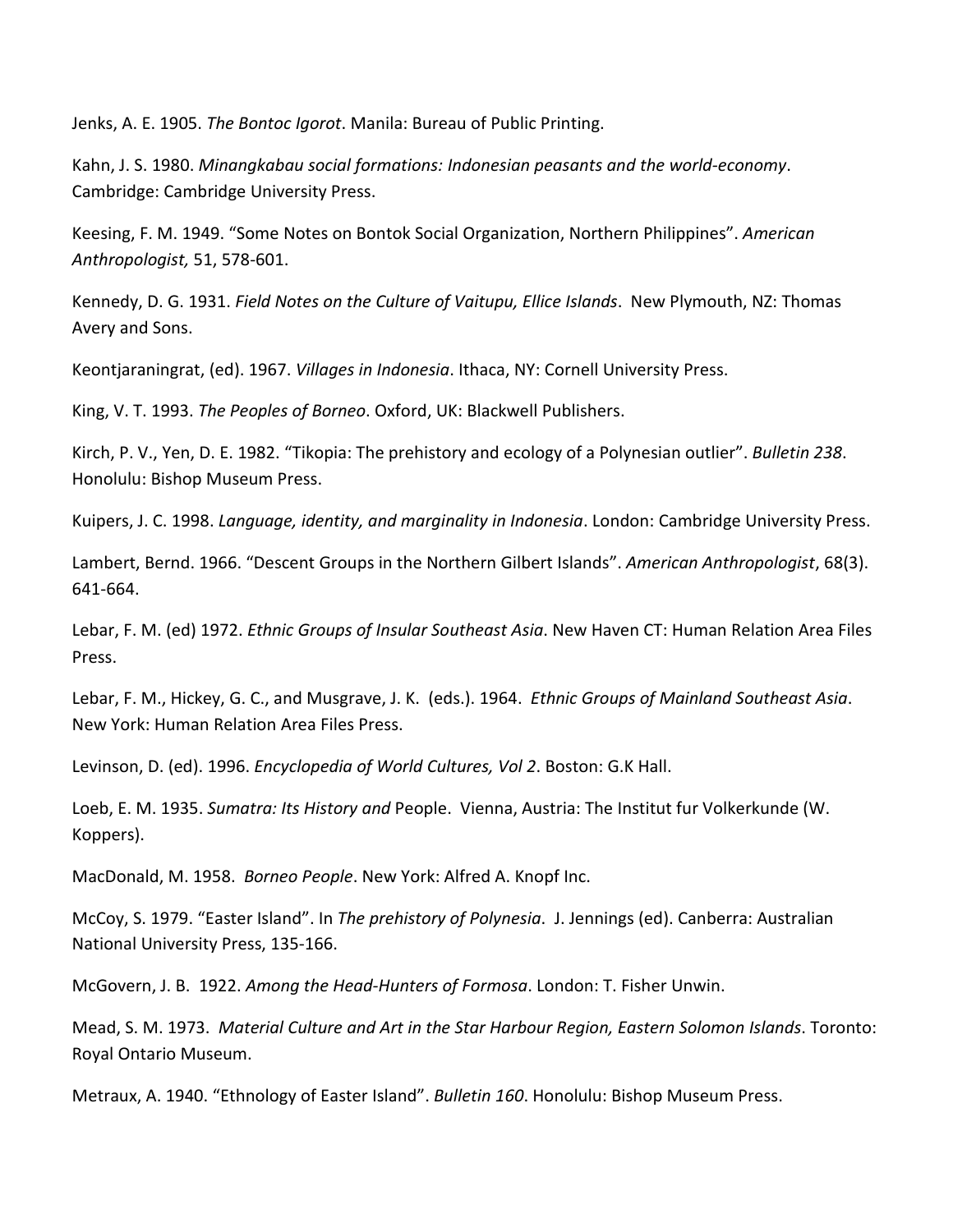Jenks, A. E. 1905. *The Bontoc Igorot*. Manila: Bureau of Public Printing.

Kahn, J. S. 1980. *Minangkabau social formations: Indonesian peasants and the world-economy*. Cambridge: Cambridge University Press.

Keesing, F. M. 1949. "Some Notes on Bontok Social Organization, Northern Philippines". *American Anthropologist,* 51, 578-601.

Kennedy, D. G. 1931. *Field Notes on the Culture of Vaitupu, Ellice Islands*. New Plymouth, NZ: Thomas Avery and Sons.

Keontjaraningrat, (ed). 1967. *Villages in Indonesia*. Ithaca, NY: Cornell University Press.

King, V. T. 1993. *The Peoples of Borneo*. Oxford, UK: Blackwell Publishers.

Kirch, P. V., Yen, D. E. 1982. "Tikopia: The prehistory and ecology of a Polynesian outlier". *Bulletin 238*. Honolulu: Bishop Museum Press.

Kuipers, J. C. 1998. *Language, identity, and marginality in Indonesia*. London: Cambridge University Press.

Lambert, Bernd. 1966. "Descent Groups in the Northern Gilbert Islands". *American Anthropologist*, 68(3). 641-664.

Lebar, F. M. (ed) 1972. *Ethnic Groups of Insular Southeast Asia*. New Haven CT: Human Relation Area Files Press.

Lebar, F. M., Hickey, G. C., and Musgrave, J. K. (eds.). 1964. *Ethnic Groups of Mainland Southeast Asia*. New York: Human Relation Area Files Press.

Levinson, D. (ed). 1996. *Encyclopedia of World Cultures, Vol 2*. Boston: G.K Hall.

Loeb, E. M. 1935. *Sumatra: Its History and* People. Vienna, Austria: The Institut fur Volkerkunde (W. Koppers).

MacDonald, M. 1958. *Borneo People*. New York: Alfred A. Knopf Inc.

McCoy, S. 1979. "Easter Island". In *The prehistory of Polynesia*. J. Jennings (ed). Canberra: Australian National University Press, 135-166.

McGovern, J. B. 1922. *Among the Head-Hunters of Formosa*. London: T. Fisher Unwin.

Mead, S. M. 1973. *Material Culture and Art in the Star Harbour Region, Eastern Solomon Islands*. Toronto: Royal Ontario Museum.

Metraux, A. 1940. "Ethnology of Easter Island". *Bulletin 160*. Honolulu: Bishop Museum Press.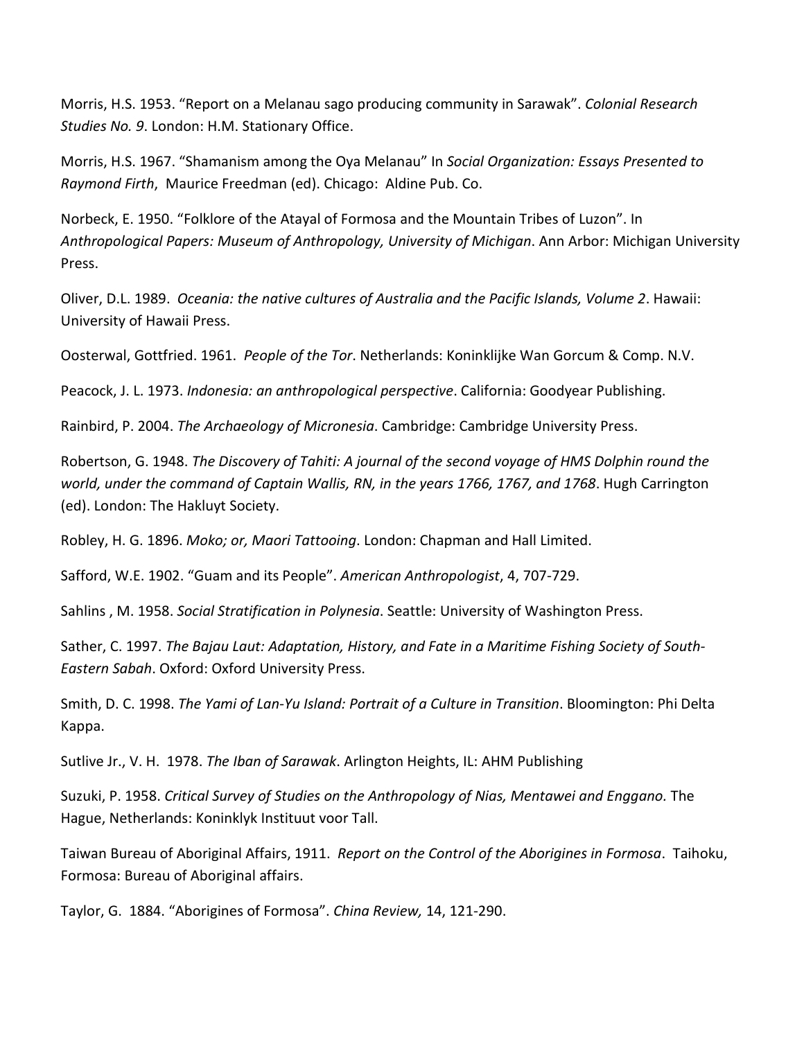Morris, H.S. 1953. “Report on a Melanau sago producing community in Sarawak”. *Colonial Research Studies No. 9*. London: H.M. Stationary Office.

Morris, H.S. 1967. “Shamanism among the Oya Melanau” In *Social Organization: Essays Presented to Raymond Firth*, Maurice Freedman (ed). Chicago: Aldine Pub. Co.

Norbeck, E. 1950. “Folklore of the Atayal of Formosa and the Mountain Tribes of Luzon”. In *Anthropological Papers: Museum of Anthropology, University of Michigan*. Ann Arbor: Michigan University Press.

Oliver, D.L. 1989. *Oceania: the native cultures of Australia and the Pacific Islands, Volume 2*. Hawaii: University of Hawaii Press.

Oosterwal, Gottfried. 1961. *People of the Tor*. Netherlands: Koninklijke Wan Gorcum & Comp. N.V.

Peacock, J. L. 1973. *Indonesia: an anthropological perspective*. California: Goodyear Publishing.

Rainbird, P. 2004. *The Archaeology of Micronesia*. Cambridge: Cambridge University Press.

Robertson, G. 1948. *The Discovery of Tahiti: A journal of the second voyage of HMS Dolphin round the world, under the command of Captain Wallis, RN, in the years 1766, 1767, and 1768*. Hugh Carrington (ed). London: The Hakluyt Society.

Robley, H. G. 1896. *Moko; or, Maori Tattooing*. London: Chapman and Hall Limited.

Safford, W.E. 1902. “Guam and its People”. *American Anthropologist*, 4, 707-729.

Sahlins , M. 1958. *Social Stratification in Polynesia*. Seattle: University of Washington Press.

Sather, C. 1997. *The Bajau Laut: Adaptation, History, and Fate in a Maritime Fishing Society of South-Eastern Sabah*. Oxford: Oxford University Press.

Smith, D. C. 1998. *The Yami of Lan-Yu Island: Portrait of a Culture in Transition*. Bloomington: Phi Delta Kappa.

Sutlive Jr., V. H. 1978. *The Iban of Sarawak*. Arlington Heights, IL: AHM Publishing

Suzuki, P. 1958. *Critical Survey of Studies on the Anthropology of Nias, Mentawei and Enggano*. The Hague, Netherlands: Koninklyk Instituut voor Tall.

Taiwan Bureau of Aboriginal Affairs, 1911. *Report on the Control of the Aborigines in Formosa*. Taihoku, Formosa: Bureau of Aboriginal affairs.

Taylor, G. 1884. “Aborigines of Formosa”. *China Review,* 14, 121-290.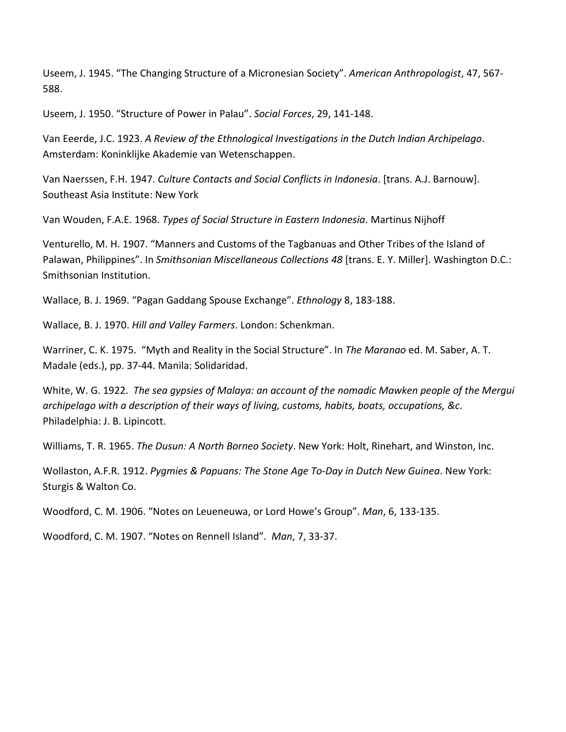Useem, J. 1945. "The Changing Structure of a Micronesian Society". *American Anthropologist*, 47, 567-588.

Useem, J. 1950. "Structure of Power in Palau". *Social Forces*, 29, 141-148.

Van Eeerde, J.C. 1923. *A Review of the Ethnological Investigations in the Dutch Indian Archipelago*. Amsterdam: Koninklijke Akademie van Wetenschappen.

Van Naerssen, F.H. 1947. *Culture Contacts and Social Conflicts in Indonesia*. [trans. A.J. Barnouw]. Southeast Asia Institute: New York

Van Wouden, F.A.E. 1968. *Types of Social Structure in Eastern Indonesia*. Martinus Nijhoff

Venturello, M. H. 1907. "Manners and Customs of the Tagbanuas and Other Tribes of the Island of Palawan, Philippines". In *Smithsonian Miscellaneous Collections 48* [trans. E. Y. Miller]. Washington D.C.: Smithsonian Institution.

Wallace, B. J. 1969. "Pagan Gaddang Spouse Exchange". *Ethnology* 8, 183-188.

Wallace, B. J. 1970. *Hill and Valley Farmers*. London: Schenkman.

Warriner, C. K. 1975. "Myth and Reality in the Social Structure". In *The Maranao* ed. M. Saber, A. T. Madale (eds.), pp. 37-44. Manila: Solidaridad.

White, W. G. 1922. *The sea gypsies of Malaya: an account of the nomadic Mawken people of the Mergui archipelago with a description of their ways of living, customs, habits, boats, occupations, &c*. Philadelphia: J. B. Lipincott.

Williams, T. R. 1965. *The Dusun: A North Borneo Society*. New York: Holt, Rinehart, and Winston, Inc.

Wollaston, A.F.R. 1912. *Pygmies & Papuans: The Stone Age To-Day in Dutch New Guinea*. New York: Sturgis & Walton Co.

Woodford, C. M. 1906. "Notes on Leueneuwa, or Lord Howe's Group". *Man*, 6, 133-135.

Woodford, C. M. 1907. "Notes on Rennell Island". *Man*, 7, 33-37.